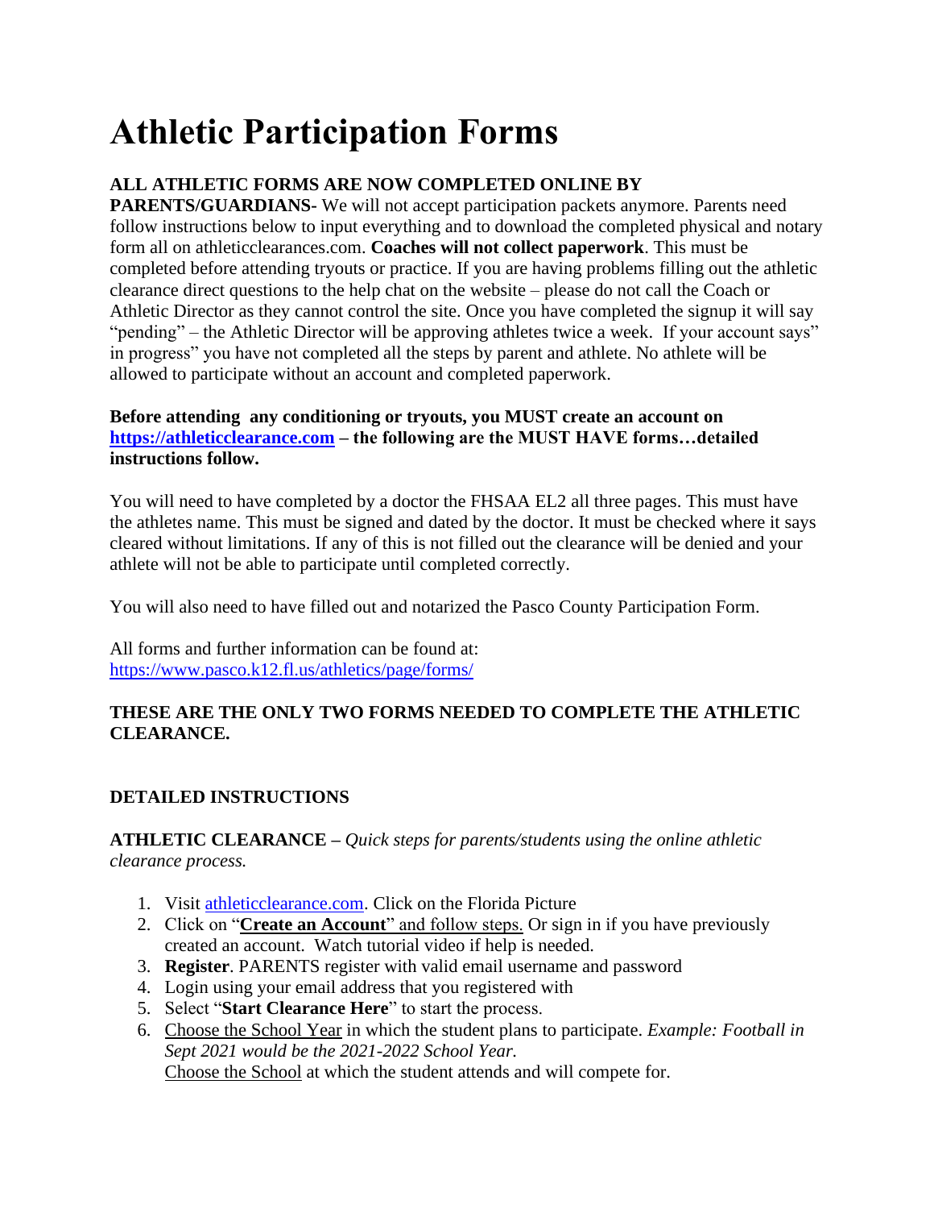# Athletic Participation Forms

**ALL ATHLETIC FORMS ARE NOW COMPLETED ONLINE BY PARENTS/GUARDIANS-** We will not accept participation packets anymore. Parents need follow instructions below to input everything and to download the completed physical and notary form all on athleticclearances.com. **Coaches will not collect paperwork**. This must be completed before attending tryouts or practice. If you are having problems filling out the athletic clearance direct questions to the help chat on the website – please do not call the Coach or Athletic Director as they cannot control the site. Once you have completed the signup it will say "pending" – the Athletic Director will be approving athletes twice a week. If your account says" in progress" you have not completed all the steps by parent and athlete. No athlete will be allowed to participate without an account and completed paperwork.

**Before attending any conditioning or tryouts, you MUST create an account on [https://athleticclearance.com](https://athleticclearance.com) – the following are the MUST HAVE forms…detailed instructions follow.**

You will need to have completed by a doctor the FHSAA EL2 all three pages. This must have the athletes name. This must be signed and dated by the doctor. It must be checked where it says cleared without limitations. If any of this is not filled out the clearance will be denied and your athlete will not be able to participate until completed correctly.

You will also need to have filled out and notarized the Pasco County Participation Form.

All forms and further information can be found at:
[https://www.pasco.k12.fl.us/athletics/page/forms/](https://www.pasco.k12.fl.us/athletics/page/forms/)

**THESE ARE THE ONLY TWO FORMS NEEDED TO COMPLETE THE ATHLETIC CLEARANCE.**

**DETAILED INSTRUCTIONS**

**ATHLETIC CLEARANCE –** *Quick steps for parents/students using the online athletic clearance process.*

1. Visit [athleticclearance.com](https://athleticclearance.com). Click on the Florida Picture
2. Click on "**Create an Account**" and follow steps. Or sign in if you have previously created an account. Watch tutorial video if help is needed.
3. **Register**. PARENTS register with valid email username and password
4. Login using your email address that you registered with
5. Select "**Start Clearance Here**" to start the process.
6. Choose the School Year in which the student plans to participate. *Example: Football in Sept 2021 would be the 2021-2022 School Year.*
   Choose the School at which the student attends and will compete for.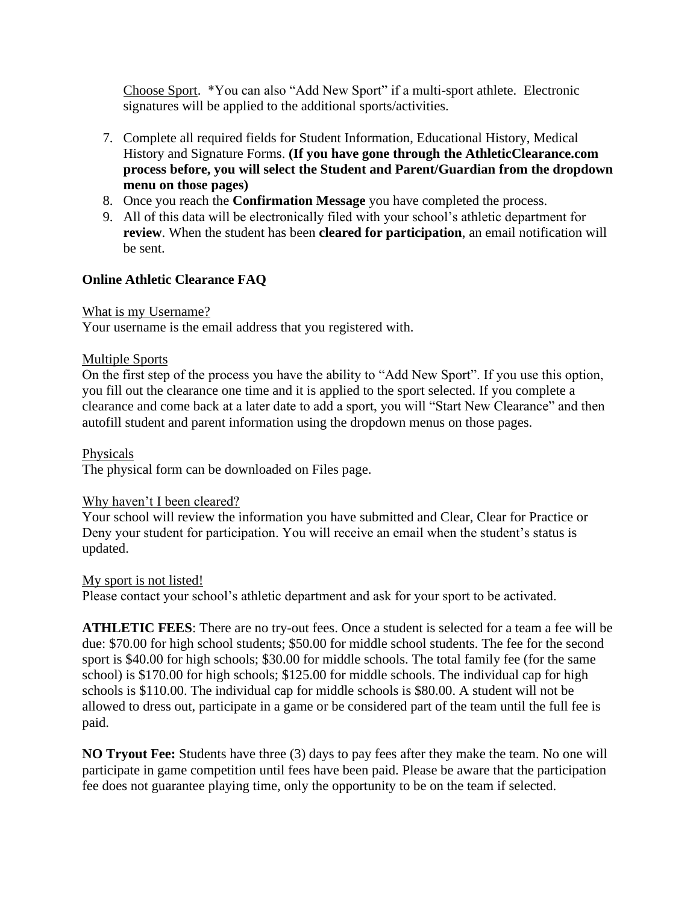Choose Sport. *You can also "Add New Sport" if a multi-sport athlete. Electronic signatures will be applied to the additional sports/activities.

7. Complete all required fields for Student Information, Educational History, Medical History and Signature Forms. **(If you have gone through the AthleticClearance.com process before, you will select the Student and Parent/Guardian from the dropdown menu on those pages)**
8. Once you reach the **Confirmation Message** you have completed the process.
9. All of this data will be electronically filed with your school's athletic department for **review**. When the student has been **cleared for participation**, an email notification will be sent.

**Online Athletic Clearance FAQ**

What is my Username?
Your username is the email address that you registered with.

Multiple Sports
On the first step of the process you have the ability to "Add New Sport". If you use this option, you fill out the clearance one time and it is applied to the sport selected. If you complete a clearance and come back at a later date to add a sport, you will "Start New Clearance" and then autofill student and parent information using the dropdown menus on those pages.

Physicals
The physical form can be downloaded on Files page.

Why haven't I been cleared?
Your school will review the information you have submitted and Clear, Clear for Practice or Deny your student for participation. You will receive an email when the student's status is updated.

My sport is not listed!
Please contact your school's athletic department and ask for your sport to be activated.

**ATHLETIC FEES**: There are no try-out fees. Once a student is selected for a team a fee will be due: $70.00 for high school students; $50.00 for middle school students. The fee for the second sport is $40.00 for high schools; $30.00 for middle schools. The total family fee (for the same school) is $170.00 for high schools; $125.00 for middle schools. The individual cap for high schools is $110.00. The individual cap for middle schools is $80.00. A student will not be allowed to dress out, participate in a game or be considered part of the team until the full fee is paid.

**NO Tryout Fee:** Students have three (3) days to pay fees after they make the team. No one will participate in game competition until fees have been paid. Please be aware that the participation fee does not guarantee playing time, only the opportunity to be on the team if selected.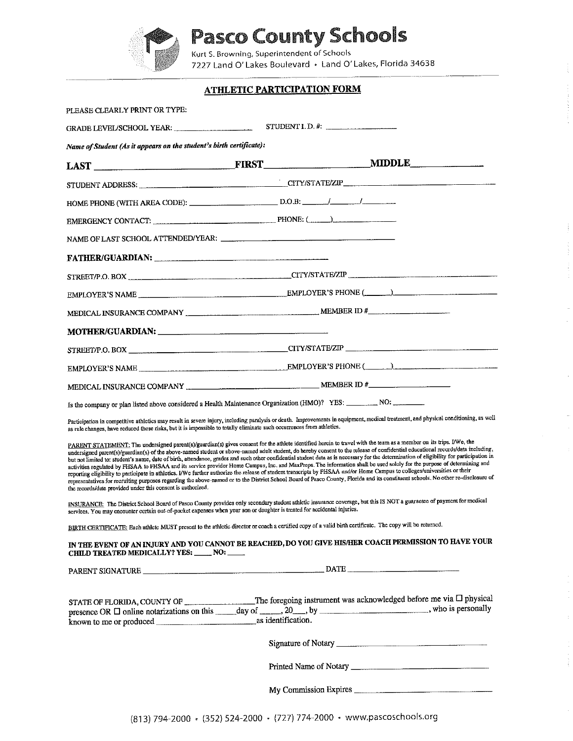# Pasco County Schools

Kurt S. Browning, Superintendent of Schools
7227 Land O' Lakes Boulevard • Land O' Lakes, Florida 34638

## ATHLETIC PARTICIPATION FORM

PLEASE CLEARLY PRINT OR TYPE:

GRADE LEVEL/SCHOOL YEAR: ____________________ STUDENT I. D. #: __________________

***Name of Student (As it appears on the student's birth certificate):***

**LAST** ____________________________ **FIRST** ____________________ **MIDDLE** ______________

STUDENT ADDRESS: ________________________________ CITY/STATE/ZIP ________________________________

HOME PHONE (WITH AREA CODE): ______________________ D.O.B: ______/______/________

EMERGENCY CONTACT: ____________________________ PHONE: (______) ________________

NAME OF LAST SCHOOL ATTENDED/YEAR: ________________________________________

**FATHER/GUARDIAN:** ________________________________________

STREET/P.O. BOX ________________________________ CITY/STATE/ZIP ________________________________

EMPLOYER'S NAME ________________________________ EMPLOYER'S PHONE (______) ________________________

MEDICAL INSURANCE COMPANY ________________________________ MEMBER ID # ____________________

**MOTHER/GUARDIAN:** ________________________________________

STREET/P.O. BOX ________________________________ CITY/STATE/ZIP ________________________________

EMPLOYER'S NAME ________________________________ EMPLOYER'S PHONE (______) ________________________

MEDICAL INSURANCE COMPANY ________________________________ MEMBER ID # ____________________

Is the company or plan listed above considered a Health Maintenance Organization (HMO)? YES: ________ NO: ________

Participation in competitive athletics may result in severe injury, including paralysis or death. Improvements in equipment, medical treatment, and physical conditioning, as well as rule changes, have reduced these risks, but it is impossible to totally eliminate such occurrences from athletics.

PARENT STATEMENT: The undersigned parent(s)/guardian(s) gives consent for the athlete identified herein to travel with the team as a member on its trips. I/We, the undersigned parent(s)/guardian(s) of the above-named student or above-named adult student, do hereby consent to the release of confidential educational records/data including, but not limited to: student's name, date of birth, attendance, grades and such other confidential student data as is necessary for the determination of eligibility for participation in activities regulated by FHSAA to FHSAA and its service provider Home Campus, Inc. and MaxPreps. The information shall be used solely for the purpose of determining and reporting eligibility to participate in athletics. I/We further authorize the release of student transcripts by FHSAA and/or Home Campus to colleges/universities or their representatives for recruiting purposes regarding the above-named or to the District School Board of Pasco County, Florida and its constituent schools. No other re-disclosure of the records/date provided under this consent is authorized.

INSURANCE: The District School Board of Pasco County provides only secondary student athletic insurance coverage, but this IS NOT a guarantee of payment for medical services. You may encounter certain out-of-pocket expenses when your son or daughter is treated for accidental injuries.

BIRTH CERTIFICATE: Each athlete MUST present to the athletic director or coach a certified copy of a valid birth certificate. The copy will be returned.

**IN THE EVENT OF AN INJURY AND YOU CANNOT BE REACHED, DO YOU GIVE HIS/HER COACH PERMISSION TO HAVE YOUR CHILD TREATED MEDICALLY? YES: ____ NO: ____**

PARENT SIGNATURE ______________________________________________ DATE ____________________________

STATE OF FLORIDA, COUNTY OF ________________ The foregoing instrument was acknowledged before me via ☐ physical presence OR ☐ online notarizations on this _____ day of _____, 20___, by __________________________, who is personally known to me or produced ________________________ as identification.

Signature of Notary ________________________________

Printed Name of Notary ________________________________

My Commission Expires ________________________________

(813) 794-2000 • (352) 524-2000 • (727) 774-2000 • www.pascoschools.org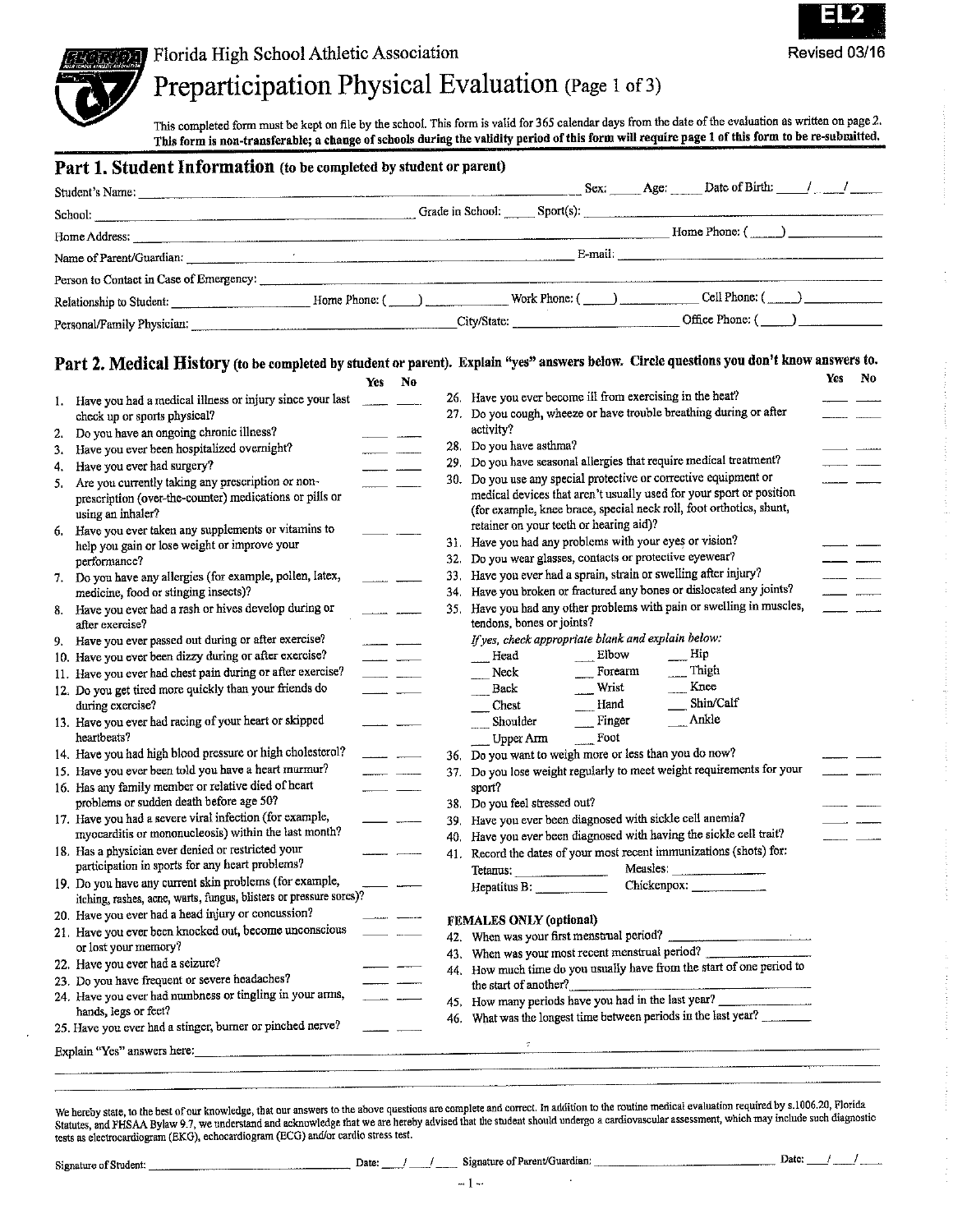EL2

Revised 03/16

Florida High School Athletic Association

# Preparticipation Physical Evaluation (Page 1 of 3)

This completed form must be kept on file by the school. This form is valid for 365 calendar days from the date of the evaluation as written on page 2. **This form is non-transferable; a change of schools during the validity period of this form will require page 1 of this form to be re-submitted.**

## Part 1. Student Information (to be completed by student or parent)

Student's Name: ______________________ Sex: _____ Age: _____ Date of Birth: ____/____/______

School: ______________________ Grade in School: _____ Sport(s): ______________________

Home Address: ______________________ Home Phone: (_____) ____________

Name of Parent/Guardian: ______________________ E-mail: ______________________

Person to Contact in Case of Emergency: ______________________

Relationship to Student: ____________ Home Phone: (_____) ________ Work Phone: (_____) ________ Cell Phone: (_____) ________

Personal/Family Physician: ______________________ City/State: ______________ Office Phone: (_____) ________

## Part 2. Medical History (to be completed by student or parent). Explain "yes" answers below. Circle questions you don't know answers to.

| | Question | Yes | No |
|---|---|---|---|
| 1. | Have you had a medical illness or injury since your last check up or sports physical? | ___ | ___ |
| 2. | Do you have an ongoing chronic illness? | ___ | ___ |
| 3. | Have you ever been hospitalized overnight? | ___ | ___ |
| 4. | Have you ever had surgery? | ___ | ___ |
| 5. | Are you currently taking any prescription or non-prescription (over-the-counter) medications or pills or using an inhaler? | ___ | ___ |
| 6. | Have you ever taken any supplements or vitamins to help you gain or lose weight or improve your performance? | ___ | ___ |
| 7. | Do you have any allergies (for example, pollen, latex, medicine, food or stinging insects)? | ___ | ___ |
| 8. | Have you ever had a rash or hives develop during or after exercise? | ___ | ___ |
| 9. | Have you ever passed out during or after exercise? | ___ | ___ |
| 10. | Have you ever been dizzy during or after exercise? | ___ | ___ |
| 11. | Have you ever had chest pain during or after exercise? | ___ | ___ |
| 12. | Do you get tired more quickly than your friends do during exercise? | ___ | ___ |
| 13. | Have you ever had racing of your heart or skipped heartbeats? | ___ | ___ |
| 14. | Have you had high blood pressure or high cholesterol? | ___ | ___ |
| 15. | Have you ever been told you have a heart murmur? | ___ | ___ |
| 16. | Has any family member or relative died of heart problems or sudden death before age 50? | ___ | ___ |
| 17. | Have you had a severe viral infection (for example, myocarditis or mononucleosis) within the last month? | ___ | ___ |
| 18. | Has a physician ever denied or restricted your participation in sports for any heart problems? | ___ | ___ |
| 19. | Do you have any current skin problems (for example, itching, rashes, acne, warts, fungus, blisters or pressure sores)? | ___ | ___ |
| 20. | Have you ever had a head injury or concussion? | ___ | ___ |
| 21. | Have you ever been knocked out, become unconscious or lost your memory? | ___ | ___ |
| 22. | Have you ever had a seizure? | ___ | ___ |
| 23. | Do you have frequent or severe headaches? | ___ | ___ |
| 24. | Have you ever had numbness or tingling in your arms, hands, legs or feet? | ___ | ___ |
| 25. | Have you ever had a stinger, burner or pinched nerve? | ___ | ___ |
| 26. | Have you ever become ill from exercising in the heat? | ___ | ___ |
| 27. | Do you cough, wheeze or have trouble breathing during or after activity? | ___ | ___ |
| 28. | Do you have asthma? | ___ | ___ |
| 29. | Do you have seasonal allergies that require medical treatment? | ___ | ___ |
| 30. | Do you use any special protective or corrective equipment or medical devices that aren't usually used for your sport or position (for example, knee brace, special neck roll, foot orthotics, shunt, retainer on your teeth or hearing aid)? | ___ | ___ |
| 31. | Have you had any problems with your eyes or vision? | ___ | ___ |
| 32. | Do you wear glasses, contacts or protective eyewear? | ___ | ___ |
| 33. | Have you ever had a sprain, strain or swelling after injury? | ___ | ___ |
| 34. | Have you broken or fractured any bones or dislocated any joints? | ___ | ___ |
| 35. | Have you had any other problems with pain or swelling in muscles, tendons, bones or joints? | ___ | ___ |

*If yes, check appropriate blank and explain below:*

| | | |
|---|---|---|
| ___ Head | ___ Elbow | ___ Hip |
| ___ Neck | ___ Forearm | ___ Thigh |
| ___ Back | ___ Wrist | ___ Knee |
| ___ Chest | ___ Hand | ___ Shin/Calf |
| ___ Shoulder | ___ Finger | ___ Ankle |
| ___ Upper Arm | ___ Foot | |

| | Question | Yes | No |
|---|---|---|---|
| 36. | Do you want to weigh more or less than you do now? | ___ | ___ |
| 37. | Do you lose weight regularly to meet weight requirements for your sport? | ___ | ___ |
| 38. | Do you feel stressed out? | ___ | ___ |
| 39. | Have you ever been diagnosed with sickle cell anemia? | ___ | ___ |
| 40. | Have you ever been diagnosed with having the sickle cell trait? | ___ | ___ |

41. Record the dates of your most recent immunizations (shots) for:

Tetanus: ____________ Measles: ____________

Hepatitis B: ____________ Chickenpox: ____________

**FEMALES ONLY (optional)**

42. When was your first menstrual period? ____________
43. When was your most recent menstrual period? ____________
44. How much time do you usually have from the start of one period to the start of another? ____________
45. How many periods have you had in the last year? ____________
46. What was the longest time between periods in the last year? ____________

Explain "Yes" answers here: ______________________________________________

We hereby state, to the best of our knowledge, that our answers to the above questions are complete and correct. In addition to the routine medical evaluation required by s.1006.20, Florida Statutes, and FHSAA Bylaw 9.7, we understand and acknowledge that we are hereby advised that the student should undergo a cardiovascular assessment, which may include such diagnostic tests as electrocardiogram (EKG), echocardiogram (ECG) and/or cardio stress test.

Signature of Student: ______________________ Date: ___/___/___ Signature of Parent/Guardian: ______________________ Date: ___/___/___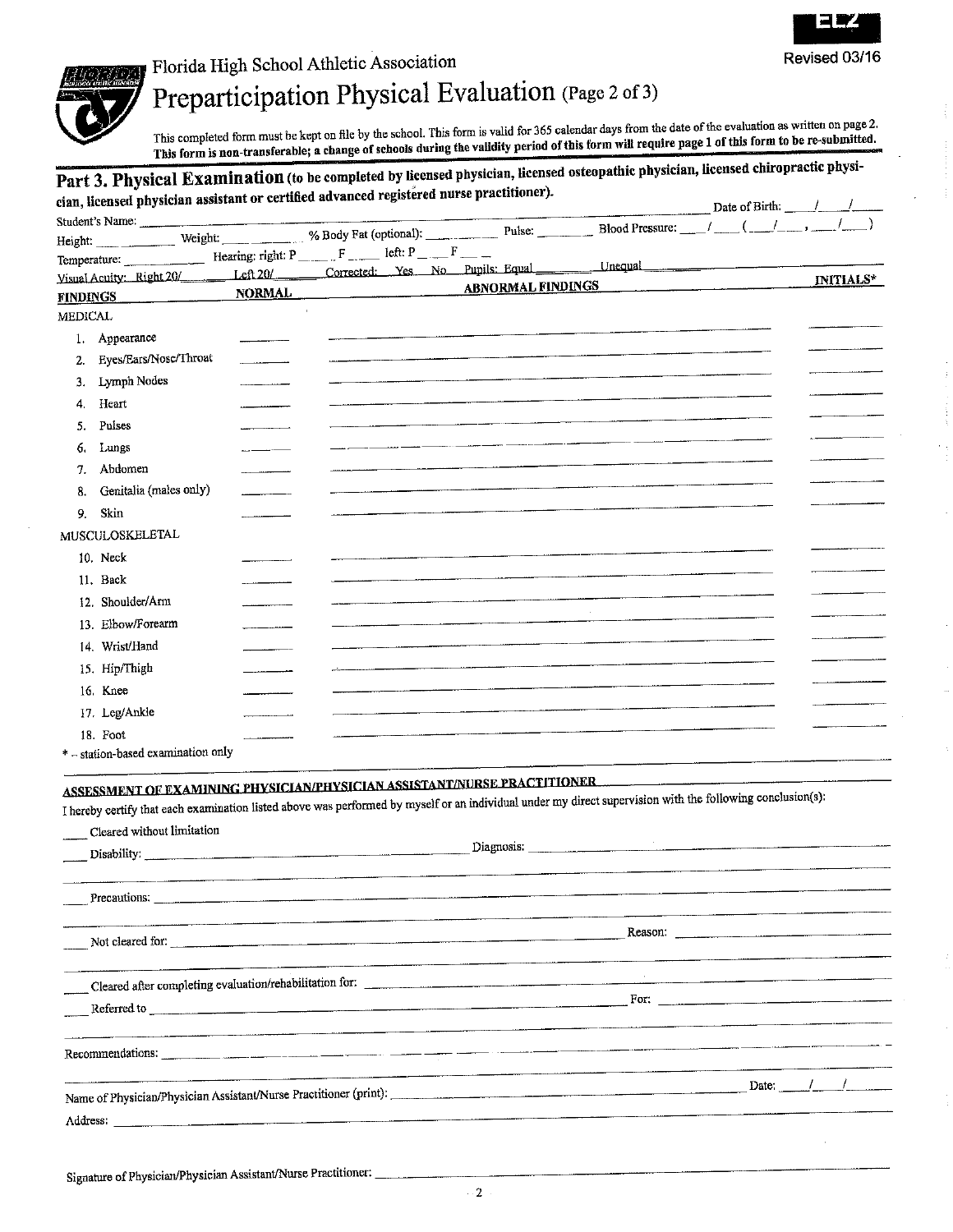EL2

Florida High School Athletic Association

Revised 03/16

# Preparticipation Physical Evaluation (Page 2 of 3)

This completed form must be kept on file by the school. This form is valid for 365 calendar days from the date of the evaluation as written on page 2.
**This form is non-transferable; a change of schools during the validity period of this form will require page 1 of this form to be re-submitted.**

## Part 3. Physical Examination (to be completed by licensed physician, licensed osteopathic physician, licensed chiropractic physician, licensed physician assistant or certified advanced registered nurse practitioner).

Student's Name: ______________________ Date of Birth: ___/___/___

Height: ________ Weight: ________ % Body Fat (optional): ________ Pulse: ________ Blood Pressure: ___/___ (___/___, ___/___)

Temperature: ________ Hearing: right: P ___ F ___ left: P ___ F ___

Visual Acuity: Right 20/___ Left 20/___ Corrected: Yes No Pupils: Equal ___ Unequal ___

| FINDINGS | NORMAL | ABNORMAL FINDINGS | INITIALS* |
|---|---|---|---|
| **MEDICAL** | | | |
| 1. Appearance | | | |
| 2. Eyes/Ears/Nose/Throat | | | |
| 3. Lymph Nodes | | | |
| 4. Heart | | | |
| 5. Pulses | | | |
| 6. Lungs | | | |
| 7. Abdomen | | | |
| 8. Genitalia (males only) | | | |
| 9. Skin | | | |
| **MUSCULOSKELETAL** | | | |
| 10. Neck | | | |
| 11. Back | | | |
| 12. Shoulder/Arm | | | |
| 13. Elbow/Forearm | | | |
| 14. Wrist/Hand | | | |
| 15. Hip/Thigh | | | |
| 16. Knee | | | |
| 17. Leg/Ankle | | | |
| 18. Foot | | | |

* – station-based examination only

**ASSESSMENT OF EXAMINING PHYSICIAN/PHYSICIAN ASSISTANT/NURSE PRACTITIONER**

I hereby certify that each examination listed above was performed by myself or an individual under my direct supervision with the following conclusion(s):

___ Cleared without limitation

___ Disability: ______________________ Diagnosis: ______________________

___ Precautions: ______________________

___ Not cleared for: ______________________ Reason: ______________________

___ Cleared after completing evaluation/rehabilitation for: ______________________

___ Referred to ______________________ For: ______________________

Recommendations: ______________________

Name of Physician/Physician Assistant/Nurse Practitioner (print): ______________________ Date: ___/___/___

Address: ______________________

Signature of Physician/Physician Assistant/Nurse Practitioner: ______________________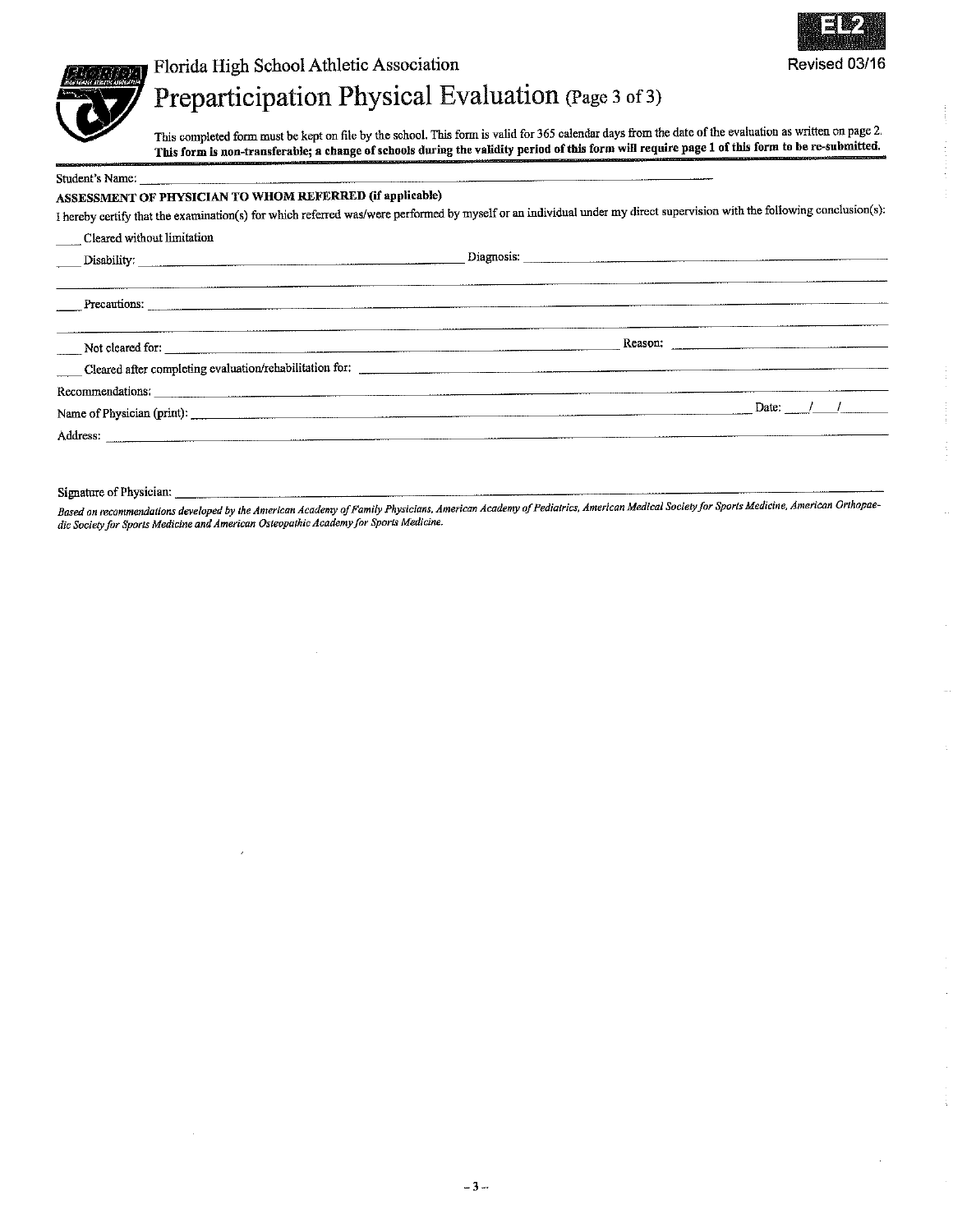EL2

Revised 03/16

Florida High School Athletic Association

# Preparticipation Physical Evaluation (Page 3 of 3)

This completed form must be kept on file by the school. This form is valid for 365 calendar days from the date of the evaluation as written on page 2. **This form is non-transferable; a change of schools during the validity period of this form will require page 1 of this form to be re-submitted.**

Student's Name: ______________________________

**ASSESSMENT OF PHYSICIAN TO WHOM REFERRED (if applicable)**

I hereby certify that the examination(s) for which referred was/were performed by myself or an individual under my direct supervision with the following conclusion(s):

____ Cleared without limitation

____ Disability: ______________________________ Diagnosis: ______________________________

____ Precautions: ______________________________

____ Not cleared for: ______________________________ Reason: ______________________________

____ Cleared after completing evaluation/rehabilitation for: ______________________________

Recommendations: ______________________________

Name of Physician (print): ______________________________ Date: ___/___/___

Address: ______________________________

Signature of Physician: ______________________________

*Based on recommendations developed by the American Academy of Family Physicians, American Academy of Pediatrics, American Medical Society for Sports Medicine, American Orthopaedic Society for Sports Medicine and American Osteopathic Academy for Sports Medicine.*